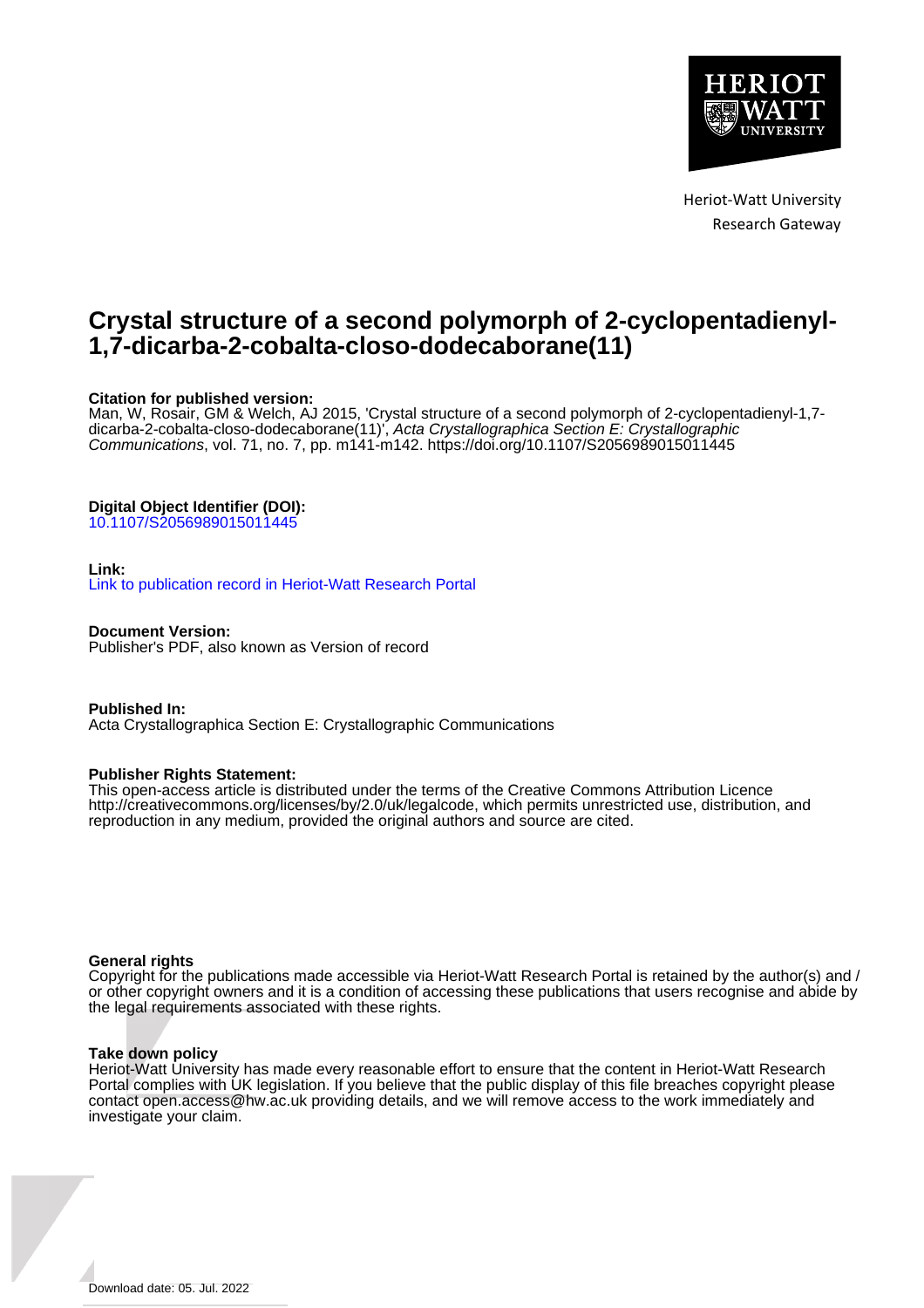Heriot-Watt University
Research Gateway

# Crystal structure of a second polymorph of 2-cyclopentadienyl-1,7-dicarba-2-cobalta-closo-dodecaborane(11)

**Citation for published version:**
Man, W, Rosair, GM & Welch, AJ 2015, 'Crystal structure of a second polymorph of 2-cyclopentadienyl-1,7-dicarba-2-cobalta-closo-dodecaborane(11)', *Acta Crystallographica Section E: Crystallographic Communications*, vol. 71, no. 7, pp. m141-m142. https://doi.org/10.1107/S2056989015011445

**Digital Object Identifier (DOI):**
10.1107/S2056989015011445

**Link:**
Link to publication record in Heriot-Watt Research Portal

**Document Version:**
Publisher's PDF, also known as Version of record

**Published In:**
Acta Crystallographica Section E: Crystallographic Communications

**Publisher Rights Statement:**
This open-access article is distributed under the terms of the Creative Commons Attribution Licence http://creativecommons.org/licenses/by/2.0/uk/legalcode, which permits unrestricted use, distribution, and reproduction in any medium, provided the original authors and source are cited.

**General rights**
Copyright for the publications made accessible via Heriot-Watt Research Portal is retained by the author(s) and / or other copyright owners and it is a condition of accessing these publications that users recognise and abide by the legal requirements associated with these rights.

**Take down policy**
Heriot-Watt University has made every reasonable effort to ensure that the content in Heriot-Watt Research Portal complies with UK legislation. If you believe that the public display of this file breaches copyright please contact open.access@hw.ac.uk providing details, and we will remove access to the work immediately and investigate your claim.

Download date: 05. Jul. 2022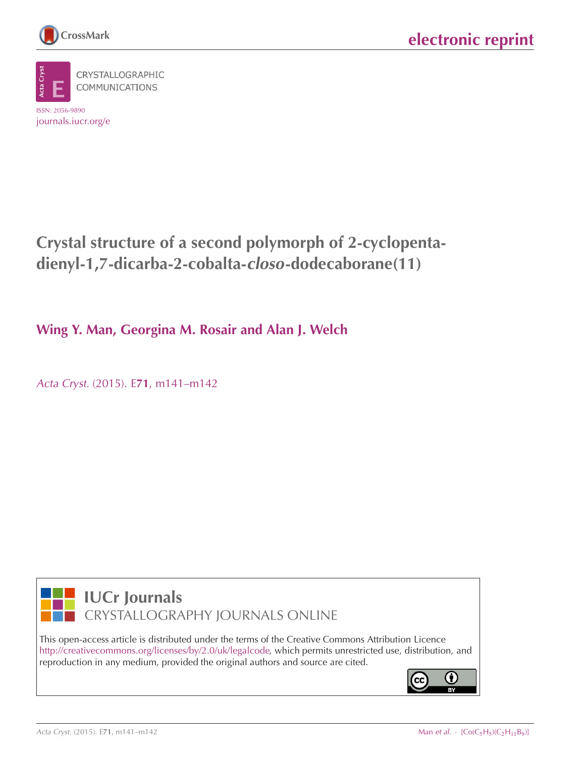electronic reprint

CRYSTALLOGRAPHIC COMMUNICATIONS

ISSN: 2056-9890

journals.iucr.org/e

# Crystal structure of a second polymorph of 2-cyclopentadienyl-1,7-dicarba-2-cobalta-*closo*-dodecaborane(11)

**Wing Y. Man, Georgina M. Rosair and Alan J. Welch**

*Acta Cryst.* (2015). E**71**, m141–m142

IUCr Journals

CRYSTALLOGRAPHY JOURNALS ONLINE

This open-access article is distributed under the terms of the Creative Commons Attribution Licence http://creativecommons.org/licenses/by/2.0/uk/legalcode, which permits unrestricted use, distribution, and reproduction in any medium, provided the original authors and source are cited.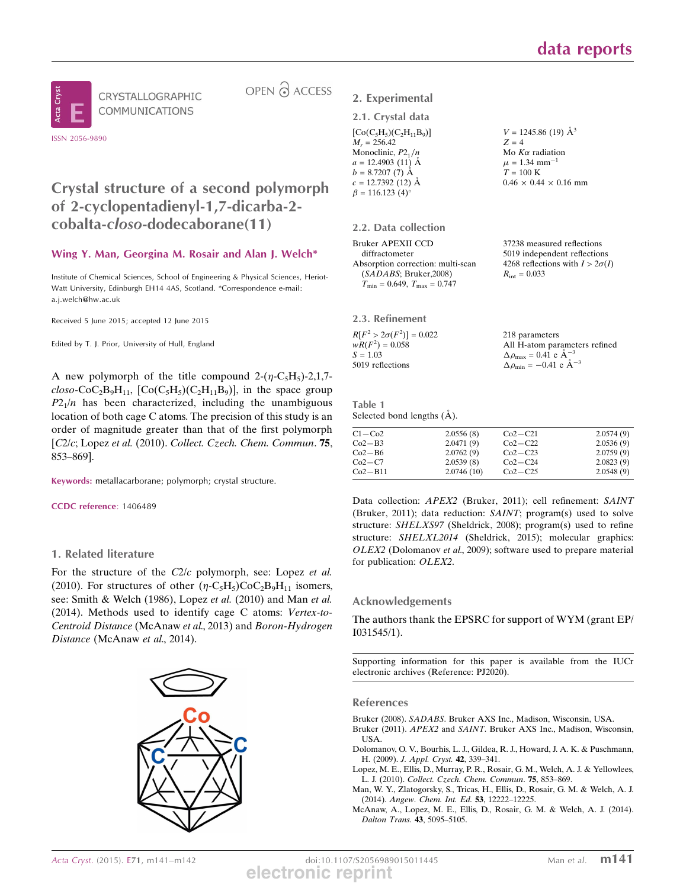CRYSTALLOGRAPHIC COMMUNICATIONS

ISSN 2056-9890

OPEN ACCESS

# Crystal structure of a second polymorph of 2-cyclopentadienyl-1,7-dicarba-2-cobalta-*closo*-dodecaborane(11)

**Wing Y. Man, Georgina M. Rosair and Alan J. Welch***

Institute of Chemical Sciences, School of Engineering & Physical Sciences, Heriot-Watt University, Edinburgh EH14 4AS, Scotland. *Correspondence e-mail: a.j.welch@hw.ac.uk

Received 5 June 2015; accepted 12 June 2015

Edited by T. J. Prior, University of Hull, England

A new polymorph of the title compound 2-($\eta$-$C_5H_5$)-2,1,7-*closo*-$CoC_2B_9H_{11}$, $[Co(C_5H_5)(C_2H_{11}B_9)]$, in the space group $P2_1/n$ has been characterized, including the unambiguous location of both cage C atoms. The precision of this study is an order of magnitude greater than that of the first polymorph [$C2/c$; Lopez *et al.* (2010). *Collect. Czech. Chem. Commun.* **75**, 853–869].

**Keywords:** metallacarborane; polymorph; crystal structure.

**CCDC reference**: 1406489

## 1. Related literature

For the structure of the $C2/c$ polymorph, see: Lopez *et al.* (2010). For structures of other ($\eta$-$C_5H_5$)$CoC_2B_9H_{11}$ isomers, see: Smith & Welch (1986), Lopez *et al.* (2010) and Man *et al.* (2014). Methods used to identify cage C atoms: *Vertex-to-Centroid Distance* (McAnaw *et al.*, 2013) and *Boron-Hydrogen Distance* (McAnaw *et al.*, 2014).

## 2. Experimental

### 2.1. Crystal data

$[Co(C_5H_5)(C_2H_{11}B_9)]$
$M_r = 256.42$
Monoclinic, $P2_1/n$
$a = 12.4903$ (11) Å
$b = 8.7207$ (7) Å
$c = 12.7392$ (12) Å
$\beta = 116.123$ (4)°
$V = 1245.86$ (19) Å$^3$
$Z = 4$
Mo $K\alpha$ radiation
$\mu = 1.34$ mm$^{-1}$
$T = 100$ K
0.46 × 0.44 × 0.16 mm

### 2.2. Data collection

Bruker APEXII CCD diffractometer
Absorption correction: multi-scan (*SADABS*; Bruker,2008)
$T_{min} = 0.649$, $T_{max} = 0.747$
37238 measured reflections
5019 independent reflections
4268 reflections with $I > 2\sigma(I)$
$R_{int} = 0.033$

### 2.3. Refinement

$R[F^2 > 2\sigma(F^2)] = 0.022$
$wR(F^2) = 0.058$
$S = 1.03$
5019 reflections
218 parameters
All H-atom parameters refined
$\Delta\rho_{max} = 0.41$ e Å$^{-3}$
$\Delta\rho_{min} = -0.41$ e Å$^{-3}$

**Table 1**
Selected bond lengths (Å).

| | | | |
|---|---|---|---|
| C1—Co2 | 2.0556 (8) | Co2—C21 | 2.0574 (9) |
| Co2—B3 | 2.0471 (9) | Co2—C22 | 2.0536 (9) |
| Co2—B6 | 2.0762 (9) | Co2—C23 | 2.0759 (9) |
| Co2—C7 | 2.0539 (8) | Co2—C24 | 2.0823 (9) |
| Co2—B11 | 2.0746 (10) | Co2—C25 | 2.0548 (9) |

Data collection: *APEX2* (Bruker, 2011); cell refinement: *SAINT* (Bruker, 2011); data reduction: *SAINT*; program(s) used to solve structure: *SHELXS97* (Sheldrick, 2008); program(s) used to refine structure: *SHELXL2014* (Sheldrick, 2015); molecular graphics: *OLEX2* (Dolomanov *et al.*, 2009); software used to prepare material for publication: *OLEX2*.

## Acknowledgements

The authors thank the EPSRC for support of WYM (grant EP/I031545/1).

Supporting information for this paper is available from the IUCr electronic archives (Reference: PJ2020).

## References

Bruker (2008). *SADABS*. Bruker AXS Inc., Madison, Wisconsin, USA.
Bruker (2011). *APEX2* and *SAINT*. Bruker AXS Inc., Madison, Wisconsin, USA.
Dolomanov, O. V., Bourhis, L. J., Gildea, R. J., Howard, J. A. K. & Puschmann, H. (2009). *J. Appl. Cryst.* **42**, 339–341.
Lopez, M. E., Ellis, D., Murray, P. R., Rosair, G. M., Welch, A. J. & Yellowlees, L. J. (2010). *Collect. Czech. Chem. Commun.* **75**, 853–869.
Man, W. Y., Zlatogorsky, S., Tricas, H., Ellis, D., Rosair, G. M. & Welch, A. J. (2014). *Angew. Chem. Int. Ed.* **53**, 12222–12225.
McAnaw, A., Lopez, M. E., Ellis, D., Rosair, G. M. & Welch, A. J. (2014). *Dalton Trans.* **43**, 5095–5105.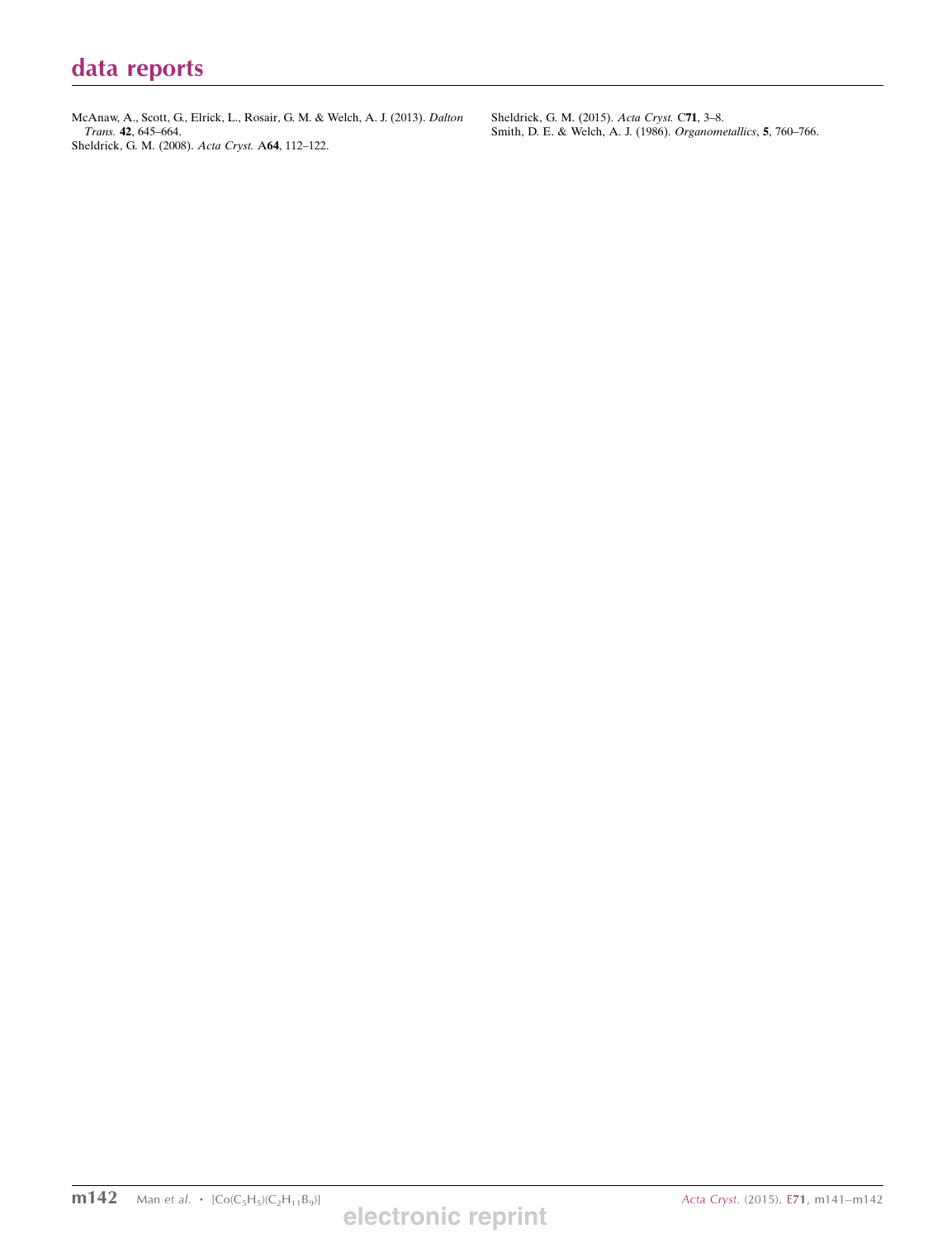McAnaw, A., Scott, G., Elrick, L., Rosair, G. M. & Welch, A. J. (2013). *Dalton Trans.* **42**, 645–664.

Sheldrick, G. M. (2008). *Acta Cryst.* A**64**, 112–122.

Sheldrick, G. M. (2015). *Acta Cryst.* C**71**, 3–8.

Smith, D. E. & Welch, A. J. (1986). *Organometallics*, **5**, 760–766.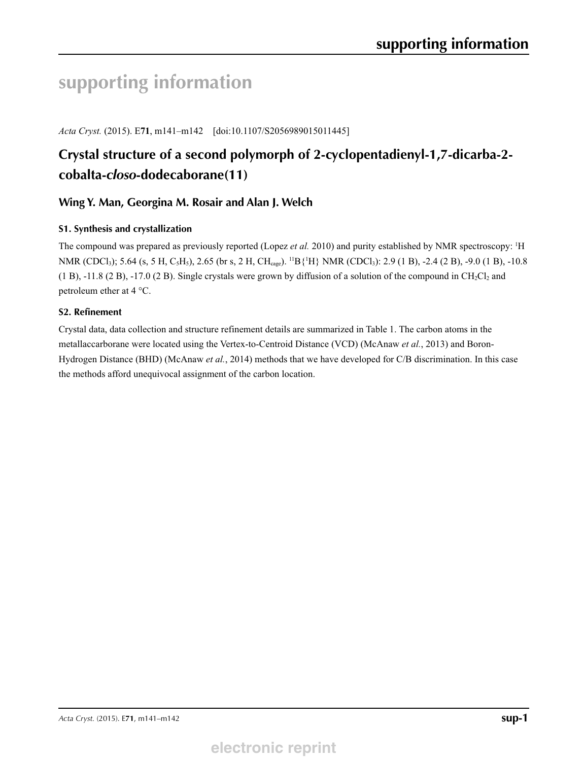# supporting information

*Acta Cryst.* (2015). E**71**, m141–m142 [doi:10.1107/S2056989015011445]

## Crystal structure of a second polymorph of 2-cyclopentadienyl-1,7-dicarba-2-cobalta-*closo*-dodecaborane(11)

**Wing Y. Man, Georgina M. Rosair and Alan J. Welch**

### S1. Synthesis and crystallization

The compound was prepared as previously reported (Lopez *et al.* 2010) and purity established by NMR spectroscopy: $^{1}$H NMR ($CDCl_3$); 5.64 (s, 5 H, $C_5H_5$), 2.65 (br s, 2 H, $CH_{cage}$). $^{11}B\{^{1}H\}$ NMR ($CDCl_3$): 2.9 (1 B), -2.4 (2 B), -9.0 (1 B), -10.8 (1 B), -11.8 (2 B), -17.0 (2 B). Single crystals were grown by diffusion of a solution of the compound in $CH_2Cl_2$ and petroleum ether at 4 °C.

### S2. Refinement

Crystal data, data collection and structure refinement details are summarized in Table 1. The carbon atoms in the metallaccarborane were located using the Vertex-to-Centroid Distance (VCD) (McAnaw *et al.*, 2013) and Boron-Hydrogen Distance (BHD) (McAnaw *et al.*, 2014) methods that we have developed for C/B discrimination. In this case the methods afford unequivocal assignment of the carbon location.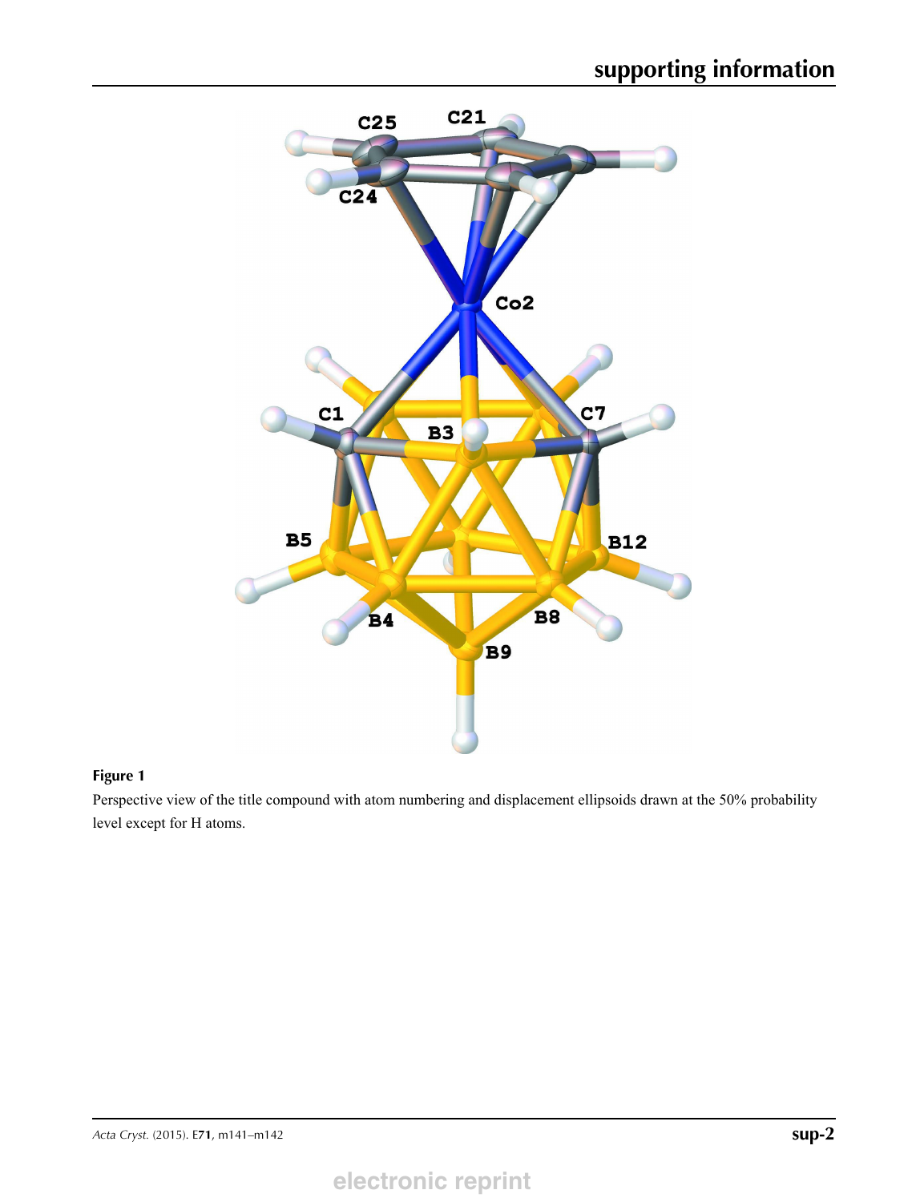**Figure 1**

Perspective view of the title compound with atom numbering and displacement ellipsoids drawn at the 50% probability level except for H atoms.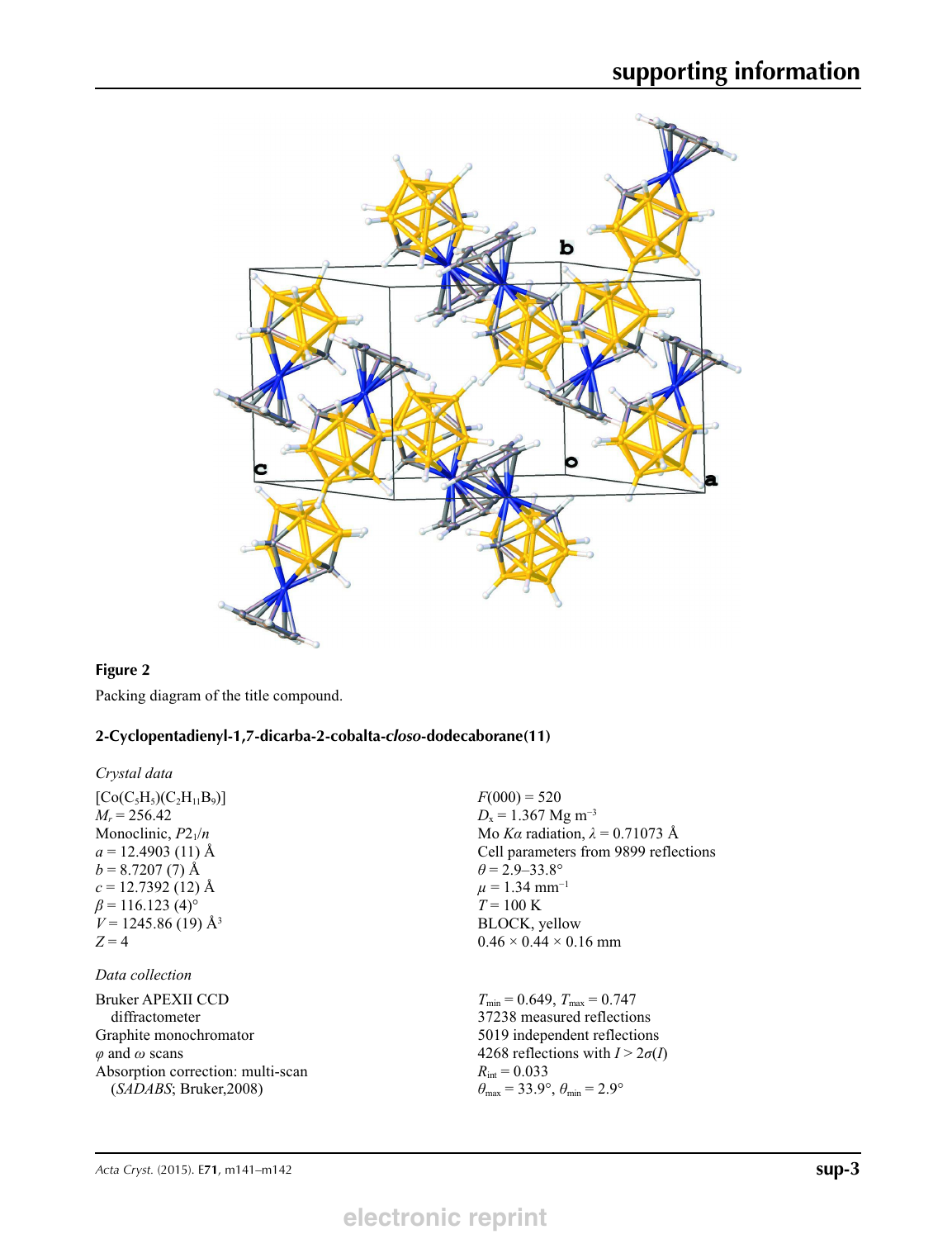**Figure 2**

Packing diagram of the title compound.

**2-Cyclopentadienyl-1,7-dicarba-2-cobalta-*closo*-dodecaborane(11)**

*Crystal data*

$[Co(C_5H_5)(C_2H_{11}B_9)]$
$M_r = 256.42$
Monoclinic, $P2_1/n$
$a = 12.4903$ (11) Å
$b = 8.7207$ (7) Å
$c = 12.7392$ (12) Å
$\beta = 116.123$ (4)°
$V = 1245.86$ (19) Å$^3$
$Z = 4$
$F(000) = 520$
$D_x = 1.367$ Mg m$^{-3}$
Mo $K\alpha$ radiation, $\lambda = 0.71073$ Å
Cell parameters from 9899 reflections
$\theta = 2.9$–33.8°
$\mu = 1.34$ mm$^{-1}$
$T = 100$ K
BLOCK, yellow
0.46 × 0.44 × 0.16 mm

*Data collection*

Bruker APEXII CCD diffractometer
Graphite monochromator
$\varphi$ and $\omega$ scans
Absorption correction: multi-scan (*SADABS*; Bruker,2008)
$T_{min} = 0.649$, $T_{max} = 0.747$
37238 measured reflections
5019 independent reflections
4268 reflections with $I > 2\sigma(I)$
$R_{int} = 0.033$
$\theta_{max} = 33.9°$, $\theta_{min} = 2.9°$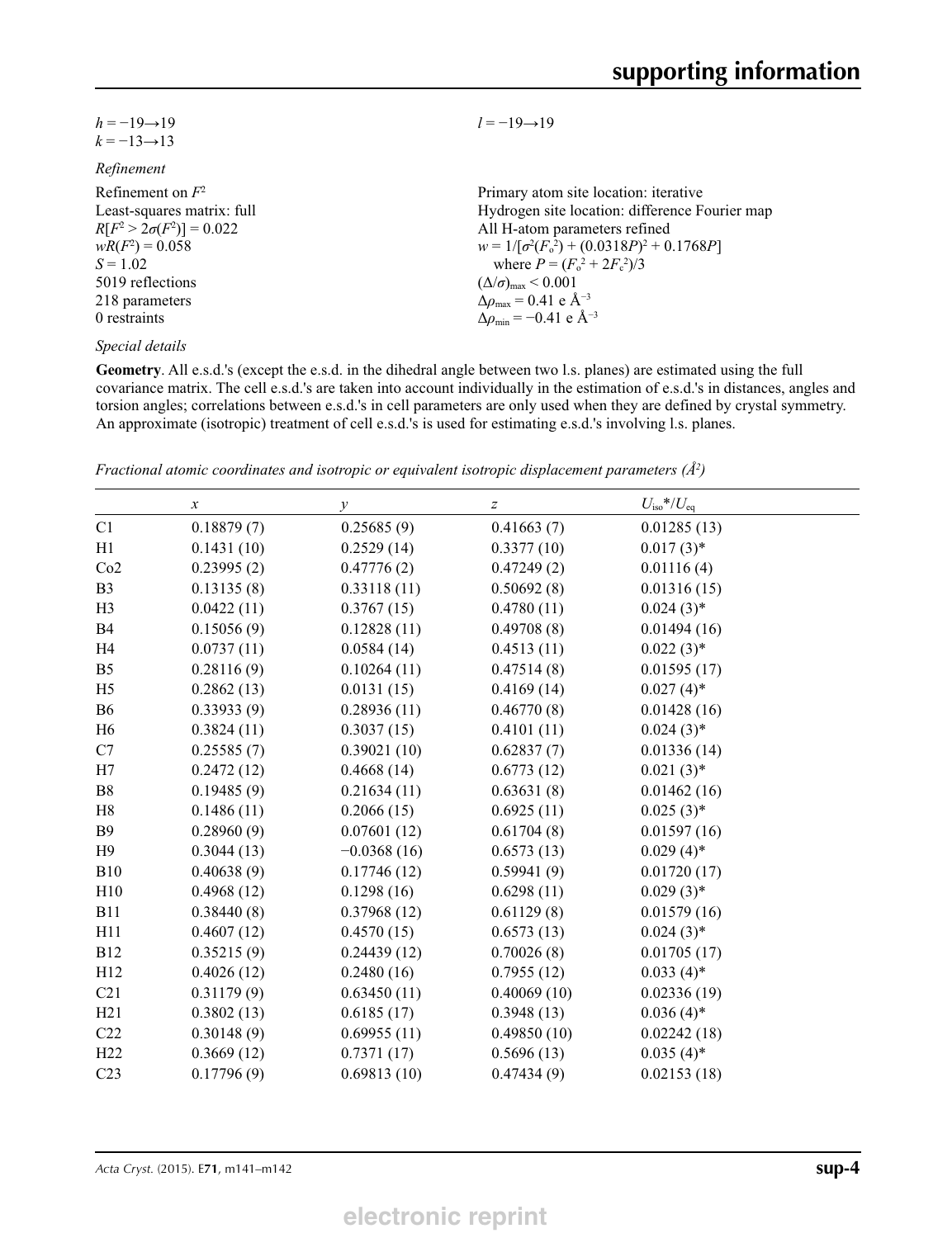$h = -19 \rightarrow 19$
$k = -13 \rightarrow 13$
$l = -19 \rightarrow 19$

*Refinement*

Refinement on $F^2$
Least-squares matrix: full
$R[F^2 > 2\sigma(F^2)] = 0.022$
$wR(F^2) = 0.058$
$S = 1.02$
5019 reflections
218 parameters
0 restraints
Primary atom site location: iterative
Hydrogen site location: difference Fourier map
All H-atom parameters refined
$w = 1/[\sigma^2(F_o^2) + (0.0318P)^2 + 0.1768P]$
where $P = (F_o^2 + 2F_c^2)/3$
$(\Delta/\sigma)_{max} < 0.001$
$\Delta\rho_{max} = 0.41$ e Å$^{-3}$
$\Delta\rho_{min} = -0.41$ e Å$^{-3}$

*Special details*

**Geometry**. All e.s.d.'s (except the e.s.d. in the dihedral angle between two l.s. planes) are estimated using the full covariance matrix. The cell e.s.d.'s are taken into account individually in the estimation of e.s.d.'s in distances, angles and torsion angles; correlations between e.s.d.'s in cell parameters are only used when they are defined by crystal symmetry. An approximate (isotropic) treatment of cell e.s.d.'s is used for estimating e.s.d.'s involving l.s. planes.

*Fractional atomic coordinates and isotropic or equivalent isotropic displacement parameters (Å$^2$)*

| | $x$ | $y$ | $z$ | $U_{iso}$*/$U_{eq}$ |
|---|---|---|---|---|
| C1 | 0.18879 (7) | 0.25685 (9) | 0.41663 (7) | 0.01285 (13) |
| H1 | 0.1431 (10) | 0.2529 (14) | 0.3377 (10) | 0.017 (3)* |
| Co2 | 0.23995 (2) | 0.47776 (2) | 0.47249 (2) | 0.01116 (4) |
| B3 | 0.13135 (8) | 0.33118 (11) | 0.50692 (8) | 0.01316 (15) |
| H3 | 0.0422 (11) | 0.3767 (15) | 0.4780 (11) | 0.024 (3)* |
| B4 | 0.15056 (9) | 0.12828 (11) | 0.49708 (8) | 0.01494 (16) |
| H4 | 0.0737 (11) | 0.0584 (14) | 0.4513 (11) | 0.022 (3)* |
| B5 | 0.28116 (9) | 0.10264 (11) | 0.47514 (8) | 0.01595 (17) |
| H5 | 0.2862 (13) | 0.0131 (15) | 0.4169 (14) | 0.027 (4)* |
| B6 | 0.33933 (9) | 0.28936 (11) | 0.46770 (8) | 0.01428 (16) |
| H6 | 0.3824 (11) | 0.3037 (15) | 0.4101 (11) | 0.024 (3)* |
| C7 | 0.25585 (7) | 0.39021 (10) | 0.62837 (7) | 0.01336 (14) |
| H7 | 0.2472 (12) | 0.4668 (14) | 0.6773 (12) | 0.021 (3)* |
| B8 | 0.19485 (9) | 0.21634 (11) | 0.63631 (8) | 0.01462 (16) |
| H8 | 0.1486 (11) | 0.2066 (15) | 0.6925 (11) | 0.025 (3)* |
| B9 | 0.28960 (9) | 0.07601 (12) | 0.61704 (8) | 0.01597 (16) |
| H9 | 0.3044 (13) | −0.0368 (16) | 0.6573 (13) | 0.029 (4)* |
| B10 | 0.40638 (9) | 0.17746 (12) | 0.59941 (9) | 0.01720 (17) |
| H10 | 0.4968 (12) | 0.1298 (16) | 0.6298 (11) | 0.029 (3)* |
| B11 | 0.38440 (8) | 0.37968 (12) | 0.61129 (8) | 0.01579 (16) |
| H11 | 0.4607 (12) | 0.4570 (15) | 0.6573 (13) | 0.024 (3)* |
| B12 | 0.35215 (9) | 0.24439 (12) | 0.70026 (8) | 0.01705 (17) |
| H12 | 0.4026 (12) | 0.2480 (16) | 0.7955 (12) | 0.033 (4)* |
| C21 | 0.31179 (9) | 0.63450 (11) | 0.40069 (10) | 0.02336 (19) |
| H21 | 0.3802 (13) | 0.6185 (17) | 0.3948 (13) | 0.036 (4)* |
| C22 | 0.30148 (9) | 0.69955 (11) | 0.49850 (10) | 0.02242 (18) |
| H22 | 0.3669 (12) | 0.7371 (17) | 0.5696 (13) | 0.035 (4)* |
| C23 | 0.17796 (9) | 0.69813 (10) | 0.47434 (9) | 0.02153 (18) |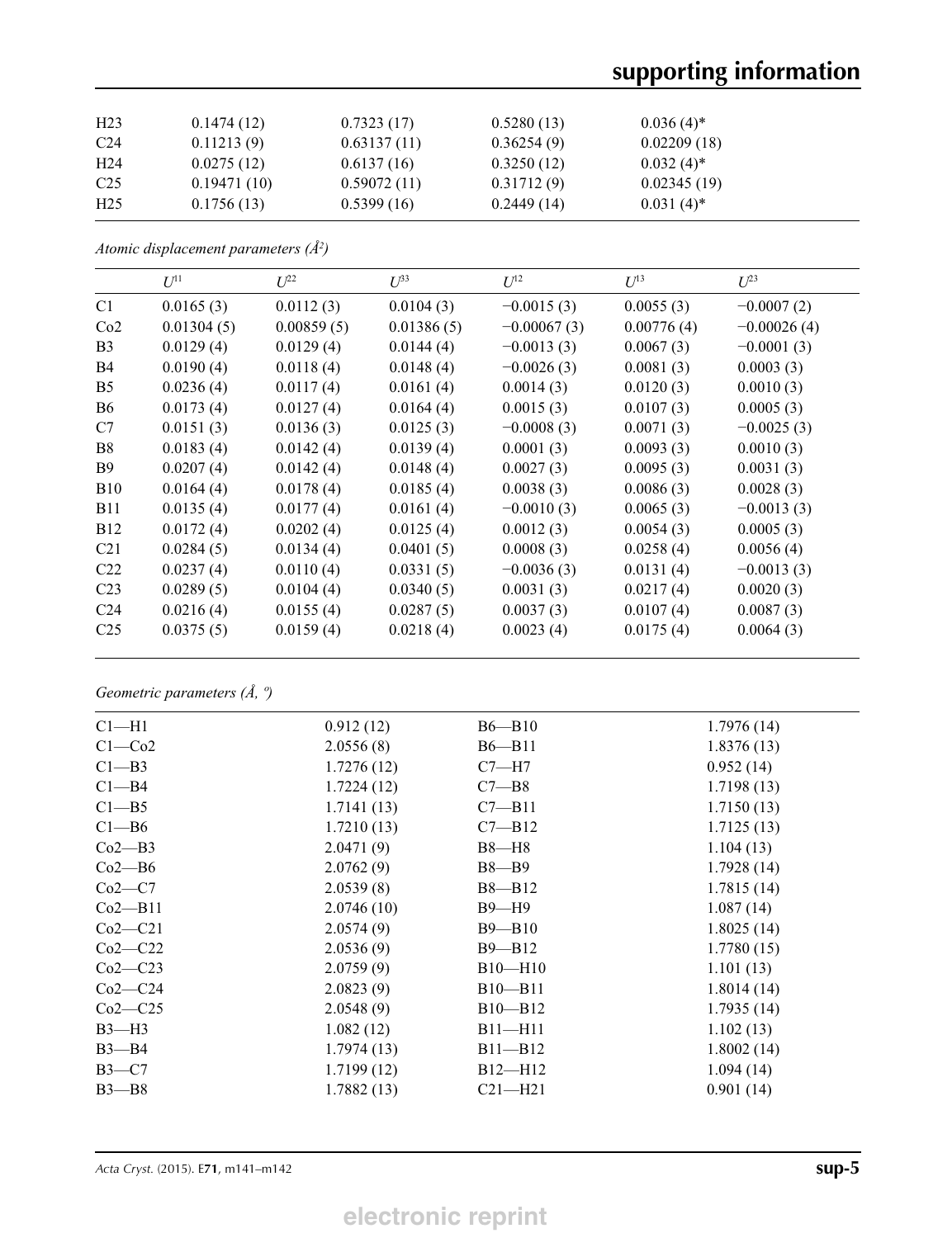| | | | | |
|---|---|---|---|---|
| H23 | 0.1474 (12) | 0.7323 (17) | 0.5280 (13) | 0.036 (4)* |
| C24 | 0.11213 (9) | 0.63137 (11) | 0.36254 (9) | 0.02209 (18) |
| H24 | 0.0275 (12) | 0.6137 (16) | 0.3250 (12) | 0.032 (4)* |
| C25 | 0.19471 (10) | 0.59072 (11) | 0.31712 (9) | 0.02345 (19) |
| H25 | 0.1756 (13) | 0.5399 (16) | 0.2449 (14) | 0.031 (4)* |

*Atomic displacement parameters (Å²)*

| | $U^{11}$ | $U^{22}$ | $U^{33}$ | $U^{12}$ | $U^{13}$ | $U^{23}$ |
|---|---|---|---|---|---|---|
| C1 | 0.0165 (3) | 0.0112 (3) | 0.0104 (3) | −0.0015 (3) | 0.0055 (3) | −0.0007 (2) |
| Co2 | 0.01304 (5) | 0.00859 (5) | 0.01386 (5) | −0.00067 (3) | 0.00776 (4) | −0.00026 (4) |
| B3 | 0.0129 (4) | 0.0129 (4) | 0.0144 (4) | −0.0013 (3) | 0.0067 (3) | −0.0001 (3) |
| B4 | 0.0190 (4) | 0.0118 (4) | 0.0148 (4) | −0.0026 (3) | 0.0081 (3) | 0.0003 (3) |
| B5 | 0.0236 (4) | 0.0117 (4) | 0.0161 (4) | 0.0014 (3) | 0.0120 (3) | 0.0010 (3) |
| B6 | 0.0173 (4) | 0.0127 (4) | 0.0164 (4) | 0.0015 (3) | 0.0107 (3) | 0.0005 (3) |
| C7 | 0.0151 (3) | 0.0136 (3) | 0.0125 (3) | −0.0008 (3) | 0.0071 (3) | −0.0025 (3) |
| B8 | 0.0183 (4) | 0.0142 (4) | 0.0139 (4) | 0.0001 (3) | 0.0093 (3) | 0.0010 (3) |
| B9 | 0.0207 (4) | 0.0142 (4) | 0.0148 (4) | 0.0027 (3) | 0.0095 (3) | 0.0031 (3) |
| B10 | 0.0164 (4) | 0.0178 (4) | 0.0185 (4) | 0.0038 (3) | 0.0086 (3) | 0.0028 (3) |
| B11 | 0.0135 (4) | 0.0177 (4) | 0.0161 (4) | −0.0010 (3) | 0.0065 (3) | −0.0013 (3) |
| B12 | 0.0172 (4) | 0.0202 (4) | 0.0125 (4) | 0.0012 (3) | 0.0054 (3) | 0.0005 (3) |
| C21 | 0.0284 (5) | 0.0134 (4) | 0.0401 (5) | 0.0008 (3) | 0.0258 (4) | 0.0056 (4) |
| C22 | 0.0237 (4) | 0.0110 (4) | 0.0331 (5) | −0.0036 (3) | 0.0131 (4) | −0.0013 (3) |
| C23 | 0.0289 (5) | 0.0104 (4) | 0.0340 (5) | 0.0031 (3) | 0.0217 (4) | 0.0020 (3) |
| C24 | 0.0216 (4) | 0.0155 (4) | 0.0287 (5) | 0.0037 (3) | 0.0107 (4) | 0.0087 (3) |
| C25 | 0.0375 (5) | 0.0159 (4) | 0.0218 (4) | 0.0023 (4) | 0.0175 (4) | 0.0064 (3) |

*Geometric parameters (Å, º)*

| | | | |
|---|---|---|---|
| C1—H1 | 0.912 (12) | B6—B10 | 1.7976 (14) |
| C1—Co2 | 2.0556 (8) | B6—B11 | 1.8376 (13) |
| C1—B3 | 1.7276 (12) | C7—H7 | 0.952 (14) |
| C1—B4 | 1.7224 (12) | C7—B8 | 1.7198 (13) |
| C1—B5 | 1.7141 (13) | C7—B11 | 1.7150 (13) |
| C1—B6 | 1.7210 (13) | C7—B12 | 1.7125 (13) |
| Co2—B3 | 2.0471 (9) | B8—H8 | 1.104 (13) |
| Co2—B6 | 2.0762 (9) | B8—B9 | 1.7928 (14) |
| Co2—C7 | 2.0539 (8) | B8—B12 | 1.7815 (14) |
| Co2—B11 | 2.0746 (10) | B9—H9 | 1.087 (14) |
| Co2—C21 | 2.0574 (9) | B9—B10 | 1.8025 (14) |
| Co2—C22 | 2.0536 (9) | B9—B12 | 1.7780 (15) |
| Co2—C23 | 2.0759 (9) | B10—H10 | 1.101 (13) |
| Co2—C24 | 2.0823 (9) | B10—B11 | 1.8014 (14) |
| Co2—C25 | 2.0548 (9) | B10—B12 | 1.7935 (14) |
| B3—H3 | 1.082 (12) | B11—H11 | 1.102 (13) |
| B3—B4 | 1.7974 (13) | B11—B12 | 1.8002 (14) |
| B3—C7 | 1.7199 (12) | B12—H12 | 1.094 (14) |
| B3—B8 | 1.7882 (13) | C21—H21 | 0.901 (14) |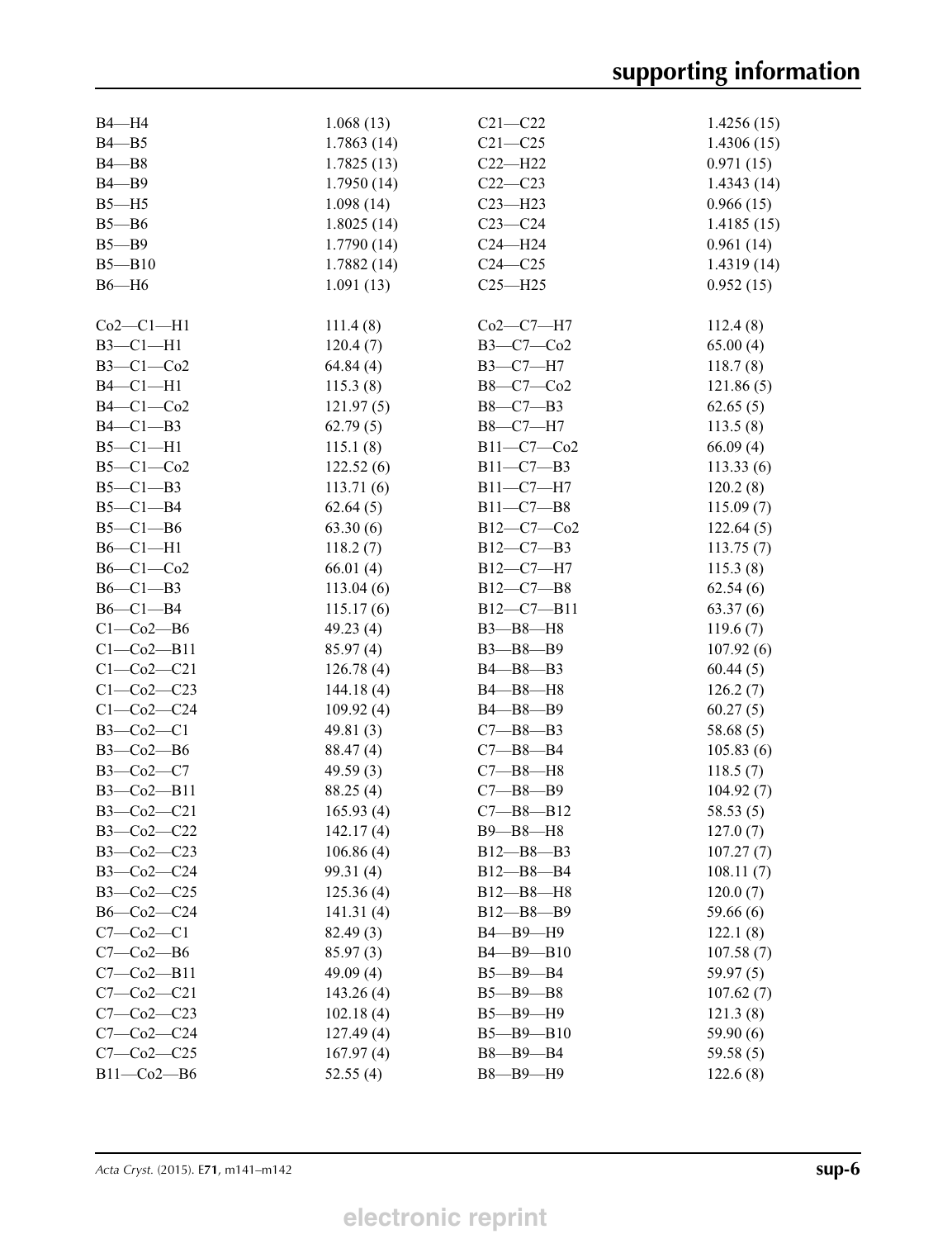| | | | |
|---|---|---|---|
| B4—H4 | 1.068 (13) | C21—C22 | 1.4256 (15) |
| B4—B5 | 1.7863 (14) | C21—C25 | 1.4306 (15) |
| B4—B8 | 1.7825 (13) | C22—H22 | 0.971 (15) |
| B4—B9 | 1.7950 (14) | C22—C23 | 1.4343 (14) |
| B5—H5 | 1.098 (14) | C23—H23 | 0.966 (15) |
| B5—B6 | 1.8025 (14) | C23—C24 | 1.4185 (15) |
| B5—B9 | 1.7790 (14) | C24—H24 | 0.961 (14) |
| B5—B10 | 1.7882 (14) | C24—C25 | 1.4319 (14) |
| B6—H6 | 1.091 (13) | C25—H25 | 0.952 (15) |
| | | | |
| Co2—C1—H1 | 111.4 (8) | Co2—C7—H7 | 112.4 (8) |
| B3—C1—H1 | 120.4 (7) | B3—C7—Co2 | 65.00 (4) |
| B3—C1—Co2 | 64.84 (4) | B3—C7—H7 | 118.7 (8) |
| B4—C1—H1 | 115.3 (8) | B8—C7—Co2 | 121.86 (5) |
| B4—C1—Co2 | 121.97 (5) | B8—C7—B3 | 62.65 (5) |
| B4—C1—B3 | 62.79 (5) | B8—C7—H7 | 113.5 (8) |
| B5—C1—H1 | 115.1 (8) | B11—C7—Co2 | 66.09 (4) |
| B5—C1—Co2 | 122.52 (6) | B11—C7—B3 | 113.33 (6) |
| B5—C1—B3 | 113.71 (6) | B11—C7—H7 | 120.2 (8) |
| B5—C1—B4 | 62.64 (5) | B11—C7—B8 | 115.09 (7) |
| B5—C1—B6 | 63.30 (6) | B12—C7—Co2 | 122.64 (5) |
| B6—C1—H1 | 118.2 (7) | B12—C7—B3 | 113.75 (7) |
| B6—C1—Co2 | 66.01 (4) | B12—C7—H7 | 115.3 (8) |
| B6—C1—B3 | 113.04 (6) | B12—C7—B8 | 62.54 (6) |
| B6—C1—B4 | 115.17 (6) | B12—C7—B11 | 63.37 (6) |
| C1—Co2—B6 | 49.23 (4) | B3—B8—H8 | 119.6 (7) |
| C1—Co2—B11 | 85.97 (4) | B3—B8—B9 | 107.92 (6) |
| C1—Co2—C21 | 126.78 (4) | B4—B8—B3 | 60.44 (5) |
| C1—Co2—C23 | 144.18 (4) | B4—B8—H8 | 126.2 (7) |
| C1—Co2—C24 | 109.92 (4) | B4—B8—B9 | 60.27 (5) |
| B3—Co2—C1 | 49.81 (3) | C7—B8—B3 | 58.68 (5) |
| B3—Co2—B6 | 88.47 (4) | C7—B8—B4 | 105.83 (6) |
| B3—Co2—C7 | 49.59 (3) | C7—B8—H8 | 118.5 (7) |
| B3—Co2—B11 | 88.25 (4) | C7—B8—B9 | 104.92 (7) |
| B3—Co2—C21 | 165.93 (4) | C7—B8—B12 | 58.53 (5) |
| B3—Co2—C22 | 142.17 (4) | B9—B8—H8 | 127.0 (7) |
| B3—Co2—C23 | 106.86 (4) | B12—B8—B3 | 107.27 (7) |
| B3—Co2—C24 | 99.31 (4) | B12—B8—B4 | 108.11 (7) |
| B3—Co2—C25 | 125.36 (4) | B12—B8—H8 | 120.0 (7) |
| B6—Co2—C24 | 141.31 (4) | B12—B8—B9 | 59.66 (6) |
| C7—Co2—C1 | 82.49 (3) | B4—B9—H9 | 122.1 (8) |
| C7—Co2—B6 | 85.97 (3) | B4—B9—B10 | 107.58 (7) |
| C7—Co2—B11 | 49.09 (4) | B5—B9—B4 | 59.97 (5) |
| C7—Co2—C21 | 143.26 (4) | B5—B9—B8 | 107.62 (7) |
| C7—Co2—C23 | 102.18 (4) | B5—B9—H9 | 121.3 (8) |
| C7—Co2—C24 | 127.49 (4) | B5—B9—B10 | 59.90 (6) |
| C7—Co2—C25 | 167.97 (4) | B8—B9—B4 | 59.58 (5) |
| B11—Co2—B6 | 52.55 (4) | B8—B9—H9 | 122.6 (8) |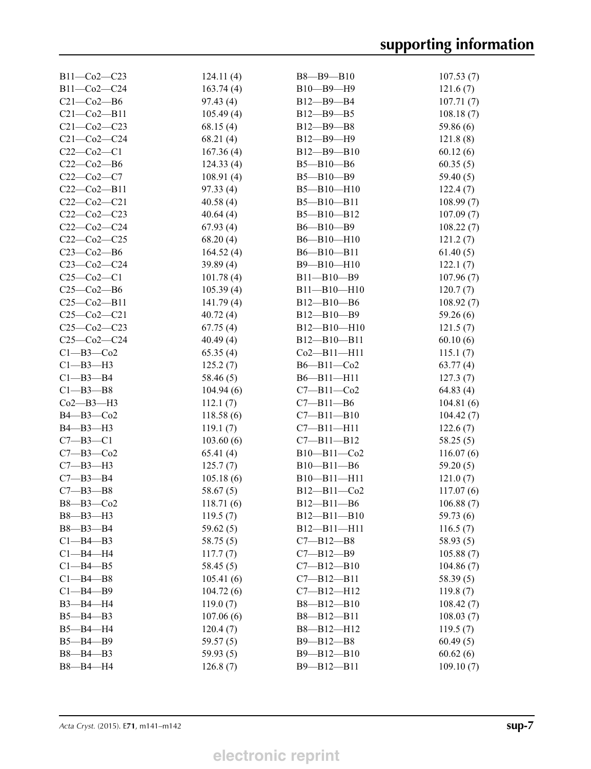| | | | |
|---|---|---|---|
| B11—Co2—C23 | 124.11 (4) | B8—B9—B10 | 107.53 (7) |
| B11—Co2—C24 | 163.74 (4) | B10—B9—H9 | 121.6 (7) |
| C21—Co2—B6 | 97.43 (4) | B12—B9—B4 | 107.71 (7) |
| C21—Co2—B11 | 105.49 (4) | B12—B9—B5 | 108.18 (7) |
| C21—Co2—C23 | 68.15 (4) | B12—B9—B8 | 59.86 (6) |
| C21—Co2—C24 | 68.21 (4) | B12—B9—H9 | 121.8 (8) |
| C22—Co2—C1 | 167.36 (4) | B12—B9—B10 | 60.12 (6) |
| C22—Co2—B6 | 124.33 (4) | B5—B10—B6 | 60.35 (5) |
| C22—Co2—C7 | 108.91 (4) | B5—B10—B9 | 59.40 (5) |
| C22—Co2—B11 | 97.33 (4) | B5—B10—H10 | 122.4 (7) |
| C22—Co2—C21 | 40.58 (4) | B5—B10—B11 | 108.99 (7) |
| C22—Co2—C23 | 40.64 (4) | B5—B10—B12 | 107.09 (7) |
| C22—Co2—C24 | 67.93 (4) | B6—B10—B9 | 108.22 (7) |
| C22—Co2—C25 | 68.20 (4) | B6—B10—H10 | 121.2 (7) |
| C23—Co2—B6 | 164.52 (4) | B6—B10—B11 | 61.40 (5) |
| C23—Co2—C24 | 39.89 (4) | B9—B10—H10 | 122.1 (7) |
| C25—Co2—C1 | 101.78 (4) | B11—B10—B9 | 107.96 (7) |
| C25—Co2—B6 | 105.39 (4) | B11—B10—H10 | 120.7 (7) |
| C25—Co2—B11 | 141.79 (4) | B12—B10—B6 | 108.92 (7) |
| C25—Co2—C21 | 40.72 (4) | B12—B10—B9 | 59.26 (6) |
| C25—Co2—C23 | 67.75 (4) | B12—B10—H10 | 121.5 (7) |
| C25—Co2—C24 | 40.49 (4) | B12—B10—B11 | 60.10 (6) |
| C1—B3—Co2 | 65.35 (4) | Co2—B11—H11 | 115.1 (7) |
| C1—B3—H3 | 125.2 (7) | B6—B11—Co2 | 63.77 (4) |
| C1—B3—B4 | 58.46 (5) | B6—B11—H11 | 127.3 (7) |
| C1—B3—B8 | 104.94 (6) | C7—B11—Co2 | 64.83 (4) |
| Co2—B3—H3 | 112.1 (7) | C7—B11—B6 | 104.81 (6) |
| B4—B3—Co2 | 118.58 (6) | C7—B11—B10 | 104.42 (7) |
| B4—B3—H3 | 119.1 (7) | C7—B11—H11 | 122.6 (7) |
| C7—B3—C1 | 103.60 (6) | C7—B11—B12 | 58.25 (5) |
| C7—B3—Co2 | 65.41 (4) | B10—B11—Co2 | 116.07 (6) |
| C7—B3—H3 | 125.7 (7) | B10—B11—B6 | 59.20 (5) |
| C7—B3—B4 | 105.18 (6) | B10—B11—H11 | 121.0 (7) |
| C7—B3—B8 | 58.67 (5) | B12—B11—Co2 | 117.07 (6) |
| B8—B3—Co2 | 118.71 (6) | B12—B11—B6 | 106.88 (7) |
| B8—B3—H3 | 119.5 (7) | B12—B11—B10 | 59.73 (6) |
| B8—B3—B4 | 59.62 (5) | B12—B11—H11 | 116.5 (7) |
| C1—B4—B3 | 58.75 (5) | C7—B12—B8 | 58.93 (5) |
| C1—B4—H4 | 117.7 (7) | C7—B12—B9 | 105.88 (7) |
| C1—B4—B5 | 58.45 (5) | C7—B12—B10 | 104.86 (7) |
| C1—B4—B8 | 105.41 (6) | C7—B12—B11 | 58.39 (5) |
| C1—B4—B9 | 104.72 (6) | C7—B12—H12 | 119.8 (7) |
| B3—B4—H4 | 119.0 (7) | B8—B12—B10 | 108.42 (7) |
| B5—B4—B3 | 107.06 (6) | B8—B12—B11 | 108.03 (7) |
| B5—B4—H4 | 120.4 (7) | B8—B12—H12 | 119.5 (7) |
| B5—B4—B9 | 59.57 (5) | B9—B12—B8 | 60.49 (5) |
| B8—B4—B3 | 59.93 (5) | B9—B12—B10 | 60.62 (6) |
| B8—B4—H4 | 126.8 (7) | B9—B12—B11 | 109.10 (7) |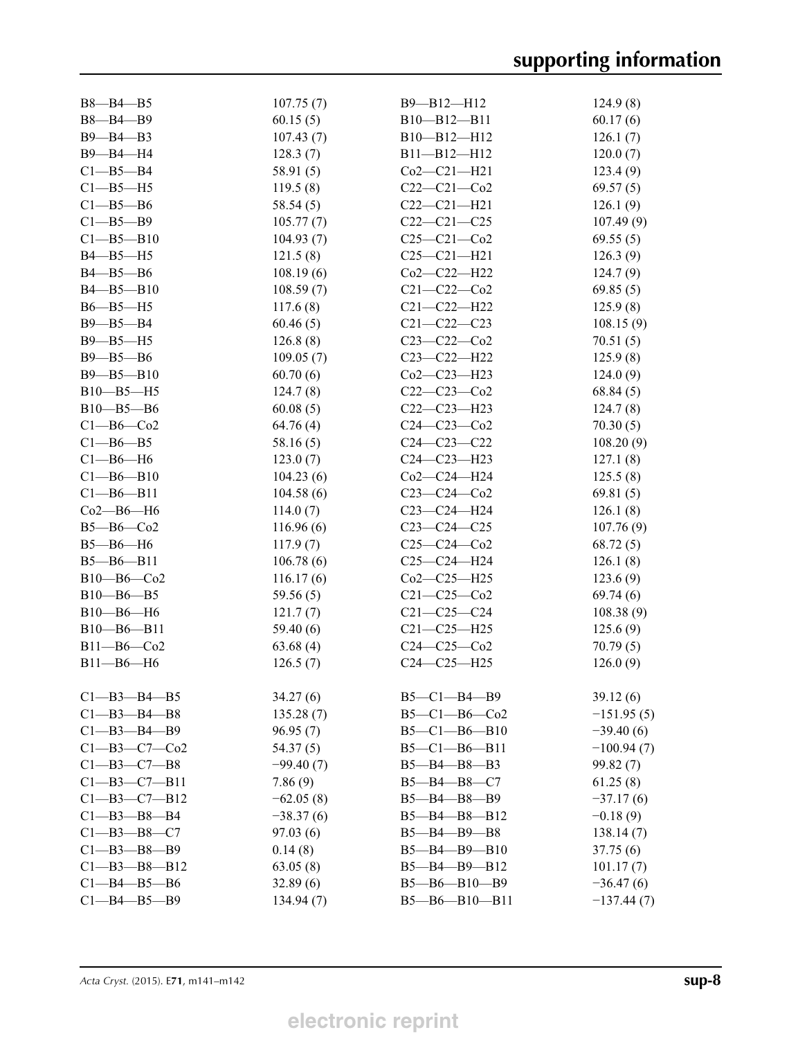| | | | |
|---|---|---|---|
| B8—B4—B5 | 107.75 (7) | B9—B12—H12 | 124.9 (8) |
| B8—B4—B9 | 60.15 (5) | B10—B12—B11 | 60.17 (6) |
| B9—B4—B3 | 107.43 (7) | B10—B12—H12 | 126.1 (7) |
| B9—B4—H4 | 128.3 (7) | B11—B12—H12 | 120.0 (7) |
| C1—B5—B4 | 58.91 (5) | Co2—C21—H21 | 123.4 (9) |
| C1—B5—H5 | 119.5 (8) | C22—C21—Co2 | 69.57 (5) |
| C1—B5—B6 | 58.54 (5) | C22—C21—H21 | 126.1 (9) |
| C1—B5—B9 | 105.77 (7) | C22—C21—C25 | 107.49 (9) |
| C1—B5—B10 | 104.93 (7) | C25—C21—Co2 | 69.55 (5) |
| B4—B5—H5 | 121.5 (8) | C25—C21—H21 | 126.3 (9) |
| B4—B5—B6 | 108.19 (6) | Co2—C22—H22 | 124.7 (9) |
| B4—B5—B10 | 108.59 (7) | C21—C22—Co2 | 69.85 (5) |
| B6—B5—H5 | 117.6 (8) | C21—C22—H22 | 125.9 (8) |
| B9—B5—B4 | 60.46 (5) | C21—C22—C23 | 108.15 (9) |
| B9—B5—H5 | 126.8 (8) | C23—C22—Co2 | 70.51 (5) |
| B9—B5—B6 | 109.05 (7) | C23—C22—H22 | 125.9 (8) |
| B9—B5—B10 | 60.70 (6) | Co2—C23—H23 | 124.0 (9) |
| B10—B5—H5 | 124.7 (8) | C22—C23—Co2 | 68.84 (5) |
| B10—B5—B6 | 60.08 (5) | C22—C23—H23 | 124.7 (8) |
| C1—B6—Co2 | 64.76 (4) | C24—C23—Co2 | 70.30 (5) |
| C1—B6—B5 | 58.16 (5) | C24—C23—C22 | 108.20 (9) |
| C1—B6—H6 | 123.0 (7) | C24—C23—H23 | 127.1 (8) |
| C1—B6—B10 | 104.23 (6) | Co2—C24—H24 | 125.5 (8) |
| C1—B6—B11 | 104.58 (6) | C23—C24—Co2 | 69.81 (5) |
| Co2—B6—H6 | 114.0 (7) | C23—C24—H24 | 126.1 (8) |
| B5—B6—Co2 | 116.96 (6) | C23—C24—C25 | 107.76 (9) |
| B5—B6—H6 | 117.9 (7) | C25—C24—Co2 | 68.72 (5) |
| B5—B6—B11 | 106.78 (6) | C25—C24—H24 | 126.1 (8) |
| B10—B6—Co2 | 116.17 (6) | Co2—C25—H25 | 123.6 (9) |
| B10—B6—B5 | 59.56 (5) | C21—C25—Co2 | 69.74 (6) |
| B10—B6—H6 | 121.7 (7) | C21—C25—C24 | 108.38 (9) |
| B10—B6—B11 | 59.40 (6) | C21—C25—H25 | 125.6 (9) |
| B11—B6—Co2 | 63.68 (4) | C24—C25—Co2 | 70.79 (5) |
| B11—B6—H6 | 126.5 (7) | C24—C25—H25 | 126.0 (9) |

| | | | |
|---|---|---|---|
| C1—B3—B4—B5 | 34.27 (6) | B5—C1—B4—B9 | 39.12 (6) |
| C1—B3—B4—B8 | 135.28 (7) | B5—C1—B6—Co2 | −151.95 (5) |
| C1—B3—B4—B9 | 96.95 (7) | B5—C1—B6—B10 | −39.40 (6) |
| C1—B3—C7—Co2 | 54.37 (5) | B5—C1—B6—B11 | −100.94 (7) |
| C1—B3—C7—B8 | −99.40 (7) | B5—B4—B8—B3 | 99.82 (7) |
| C1—B3—C7—B11 | 7.86 (9) | B5—B4—B8—C7 | 61.25 (8) |
| C1—B3—C7—B12 | −62.05 (8) | B5—B4—B8—B9 | −37.17 (6) |
| C1—B3—B8—B4 | −38.37 (6) | B5—B4—B8—B12 | −0.18 (9) |
| C1—B3—B8—C7 | 97.03 (6) | B5—B4—B9—B8 | 138.14 (7) |
| C1—B3—B8—B9 | 0.14 (8) | B5—B4—B9—B10 | 37.75 (6) |
| C1—B3—B8—B12 | 63.05 (8) | B5—B4—B9—B12 | 101.17 (7) |
| C1—B4—B5—B6 | 32.89 (6) | B5—B6—B10—B9 | −36.47 (6) |
| C1—B4—B5—B9 | 134.94 (7) | B5—B6—B10—B11 | −137.44 (7) |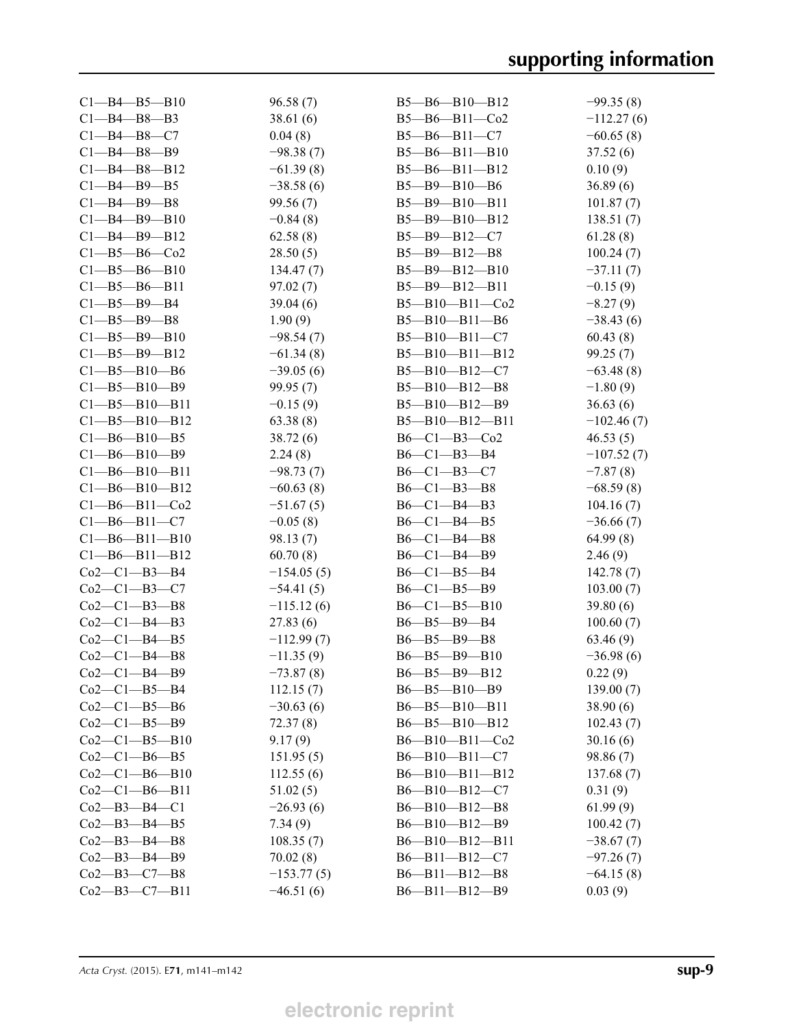| | | | |
|---|---|---|---|
| C1—B4—B5—B10 | 96.58 (7) | B5—B6—B10—B12 | −99.35 (8) |
| C1—B4—B8—B3 | 38.61 (6) | B5—B6—B11—Co2 | −112.27 (6) |
| C1—B4—B8—C7 | 0.04 (8) | B5—B6—B11—C7 | −60.65 (8) |
| C1—B4—B8—B9 | −98.38 (7) | B5—B6—B11—B10 | 37.52 (6) |
| C1—B4—B8—B12 | −61.39 (8) | B5—B6—B11—B12 | 0.10 (9) |
| C1—B4—B9—B5 | −38.58 (6) | B5—B9—B10—B6 | 36.89 (6) |
| C1—B4—B9—B8 | 99.56 (7) | B5—B9—B10—B11 | 101.87 (7) |
| C1—B4—B9—B10 | −0.84 (8) | B5—B9—B10—B12 | 138.51 (7) |
| C1—B4—B9—B12 | 62.58 (8) | B5—B9—B12—C7 | 61.28 (8) |
| C1—B5—B6—Co2 | 28.50 (5) | B5—B9—B12—B8 | 100.24 (7) |
| C1—B5—B6—B10 | 134.47 (7) | B5—B9—B12—B10 | −37.11 (7) |
| C1—B5—B6—B11 | 97.02 (7) | B5—B9—B12—B11 | −0.15 (9) |
| C1—B5—B9—B4 | 39.04 (6) | B5—B10—B11—Co2 | −8.27 (9) |
| C1—B5—B9—B8 | 1.90 (9) | B5—B10—B11—B6 | −38.43 (6) |
| C1—B5—B9—B10 | −98.54 (7) | B5—B10—B11—C7 | 60.43 (8) |
| C1—B5—B9—B12 | −61.34 (8) | B5—B10—B11—B12 | 99.25 (7) |
| C1—B5—B10—B6 | −39.05 (6) | B5—B10—B12—C7 | −63.48 (8) |
| C1—B5—B10—B9 | 99.95 (7) | B5—B10—B12—B8 | −1.80 (9) |
| C1—B5—B10—B11 | −0.15 (9) | B5—B10—B12—B9 | 36.63 (6) |
| C1—B5—B10—B12 | 63.38 (8) | B5—B10—B12—B11 | −102.46 (7) |
| C1—B6—B10—B5 | 38.72 (6) | B6—C1—B3—Co2 | 46.53 (5) |
| C1—B6—B10—B9 | 2.24 (8) | B6—C1—B3—B4 | −107.52 (7) |
| C1—B6—B10—B11 | −98.73 (7) | B6—C1—B3—C7 | −7.87 (8) |
| C1—B6—B10—B12 | −60.63 (8) | B6—C1—B3—B8 | −68.59 (8) |
| C1—B6—B11—Co2 | −51.67 (5) | B6—C1—B4—B3 | 104.16 (7) |
| C1—B6—B11—C7 | −0.05 (8) | B6—C1—B4—B5 | −36.66 (7) |
| C1—B6—B11—B10 | 98.13 (7) | B6—C1—B4—B8 | 64.99 (8) |
| C1—B6—B11—B12 | 60.70 (8) | B6—C1—B4—B9 | 2.46 (9) |
| Co2—C1—B3—B4 | −154.05 (5) | B6—C1—B5—B4 | 142.78 (7) |
| Co2—C1—B3—C7 | −54.41 (5) | B6—C1—B5—B9 | 103.00 (7) |
| Co2—C1—B3—B8 | −115.12 (6) | B6—C1—B5—B10 | 39.80 (6) |
| Co2—C1—B4—B3 | 27.83 (6) | B6—B5—B9—B4 | 100.60 (7) |
| Co2—C1—B4—B5 | −112.99 (7) | B6—B5—B9—B8 | 63.46 (9) |
| Co2—C1—B4—B8 | −11.35 (9) | B6—B5—B9—B10 | −36.98 (6) |
| Co2—C1—B4—B9 | −73.87 (8) | B6—B5—B9—B12 | 0.22 (9) |
| Co2—C1—B5—B4 | 112.15 (7) | B6—B5—B10—B9 | 139.00 (7) |
| Co2—C1—B5—B6 | −30.63 (6) | B6—B5—B10—B11 | 38.90 (6) |
| Co2—C1—B5—B9 | 72.37 (8) | B6—B5—B10—B12 | 102.43 (7) |
| Co2—C1—B5—B10 | 9.17 (9) | B6—B10—B11—Co2 | 30.16 (6) |
| Co2—C1—B6—B5 | 151.95 (5) | B6—B10—B11—C7 | 98.86 (7) |
| Co2—C1—B6—B10 | 112.55 (6) | B6—B10—B11—B12 | 137.68 (7) |
| Co2—C1—B6—B11 | 51.02 (5) | B6—B10—B12—C7 | 0.31 (9) |
| Co2—B3—B4—C1 | −26.93 (6) | B6—B10—B12—B8 | 61.99 (9) |
| Co2—B3—B4—B5 | 7.34 (9) | B6—B10—B12—B9 | 100.42 (7) |
| Co2—B3—B4—B8 | 108.35 (7) | B6—B10—B12—B11 | −38.67 (7) |
| Co2—B3—B4—B9 | 70.02 (8) | B6—B11—B12—C7 | −97.26 (7) |
| Co2—B3—C7—B8 | −153.77 (5) | B6—B11—B12—B8 | −64.15 (8) |
| Co2—B3—C7—B11 | −46.51 (6) | B6—B11—B12—B9 | 0.03 (9) |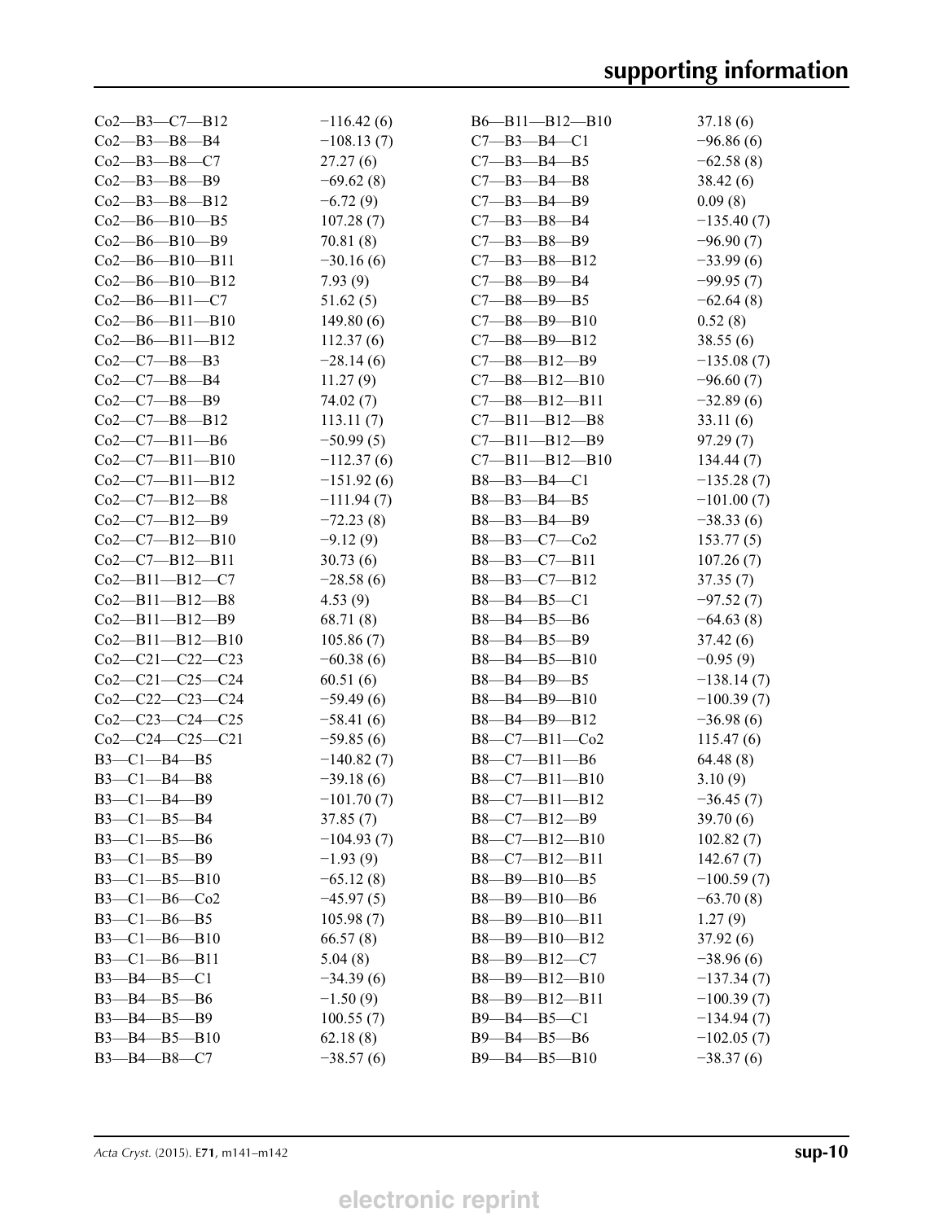| | | | |
|---|---|---|---|
| Co2—B3—C7—B12 | −116.42 (6) | B6—B11—B12—B10 | 37.18 (6) |
| Co2—B3—B8—B4 | −108.13 (7) | C7—B3—B4—C1 | −96.86 (6) |
| Co2—B3—B8—C7 | 27.27 (6) | C7—B3—B4—B5 | −62.58 (8) |
| Co2—B3—B8—B9 | −69.62 (8) | C7—B3—B4—B8 | 38.42 (6) |
| Co2—B3—B8—B12 | −6.72 (9) | C7—B3—B4—B9 | 0.09 (8) |
| Co2—B6—B10—B5 | 107.28 (7) | C7—B3—B8—B4 | −135.40 (7) |
| Co2—B6—B10—B9 | 70.81 (8) | C7—B3—B8—B9 | −96.90 (7) |
| Co2—B6—B10—B11 | −30.16 (6) | C7—B3—B8—B12 | −33.99 (6) |
| Co2—B6—B10—B12 | 7.93 (9) | C7—B8—B9—B4 | −99.95 (7) |
| Co2—B6—B11—C7 | 51.62 (5) | C7—B8—B9—B5 | −62.64 (8) |
| Co2—B6—B11—B10 | 149.80 (6) | C7—B8—B9—B10 | 0.52 (8) |
| Co2—B6—B11—B12 | 112.37 (6) | C7—B8—B9—B12 | 38.55 (6) |
| Co2—C7—B8—B3 | −28.14 (6) | C7—B8—B12—B9 | −135.08 (7) |
| Co2—C7—B8—B4 | 11.27 (9) | C7—B8—B12—B10 | −96.60 (7) |
| Co2—C7—B8—B9 | 74.02 (7) | C7—B8—B12—B11 | −32.89 (6) |
| Co2—C7—B8—B12 | 113.11 (7) | C7—B11—B12—B8 | 33.11 (6) |
| Co2—C7—B11—B6 | −50.99 (5) | C7—B11—B12—B9 | 97.29 (7) |
| Co2—C7—B11—B10 | −112.37 (6) | C7—B11—B12—B10 | 134.44 (7) |
| Co2—C7—B11—B12 | −151.92 (6) | B8—B3—B4—C1 | −135.28 (7) |
| Co2—C7—B12—B8 | −111.94 (7) | B8—B3—B4—B5 | −101.00 (7) |
| Co2—C7—B12—B9 | −72.23 (8) | B8—B3—B4—B9 | −38.33 (6) |
| Co2—C7—B12—B10 | −9.12 (9) | B8—B3—C7—Co2 | 153.77 (5) |
| Co2—C7—B12—B11 | 30.73 (6) | B8—B3—C7—B11 | 107.26 (7) |
| Co2—B11—B12—C7 | −28.58 (6) | B8—B3—C7—B12 | 37.35 (7) |
| Co2—B11—B12—B8 | 4.53 (9) | B8—B4—B5—C1 | −97.52 (7) |
| Co2—B11—B12—B9 | 68.71 (8) | B8—B4—B5—B6 | −64.63 (8) |
| Co2—B11—B12—B10 | 105.86 (7) | B8—B4—B5—B9 | 37.42 (6) |
| Co2—C21—C22—C23 | −60.38 (6) | B8—B4—B5—B10 | −0.95 (9) |
| Co2—C21—C25—C24 | 60.51 (6) | B8—B4—B9—B5 | −138.14 (7) |
| Co2—C22—C23—C24 | −59.49 (6) | B8—B4—B9—B10 | −100.39 (7) |
| Co2—C23—C24—C25 | −58.41 (6) | B8—B4—B9—B12 | −36.98 (6) |
| Co2—C24—C25—C21 | −59.85 (6) | B8—C7—B11—Co2 | 115.47 (6) |
| B3—C1—B4—B5 | −140.82 (7) | B8—C7—B11—B6 | 64.48 (8) |
| B3—C1—B4—B8 | −39.18 (6) | B8—C7—B11—B10 | 3.10 (9) |
| B3—C1—B4—B9 | −101.70 (7) | B8—C7—B11—B12 | −36.45 (7) |
| B3—C1—B5—B4 | 37.85 (7) | B8—C7—B12—B9 | 39.70 (6) |
| B3—C1—B5—B6 | −104.93 (7) | B8—C7—B12—B10 | 102.82 (7) |
| B3—C1—B5—B9 | −1.93 (9) | B8—C7—B12—B11 | 142.67 (7) |
| B3—C1—B5—B10 | −65.12 (8) | B8—B9—B10—B5 | −100.59 (7) |
| B3—C1—B6—Co2 | −45.97 (5) | B8—B9—B10—B6 | −63.70 (8) |
| B3—C1—B6—B5 | 105.98 (7) | B8—B9—B10—B11 | 1.27 (9) |
| B3—C1—B6—B10 | 66.57 (8) | B8—B9—B10—B12 | 37.92 (6) |
| B3—C1—B6—B11 | 5.04 (8) | B8—B9—B12—C7 | −38.96 (6) |
| B3—B4—B5—C1 | −34.39 (6) | B8—B9—B12—B10 | −137.34 (7) |
| B3—B4—B5—B6 | −1.50 (9) | B8—B9—B12—B11 | −100.39 (7) |
| B3—B4—B5—B9 | 100.55 (7) | B9—B4—B5—C1 | −134.94 (7) |
| B3—B4—B5—B10 | 62.18 (8) | B9—B4—B5—B6 | −102.05 (7) |
| B3—B4—B8—C7 | −38.57 (6) | B9—B4—B5—B10 | −38.37 (6) |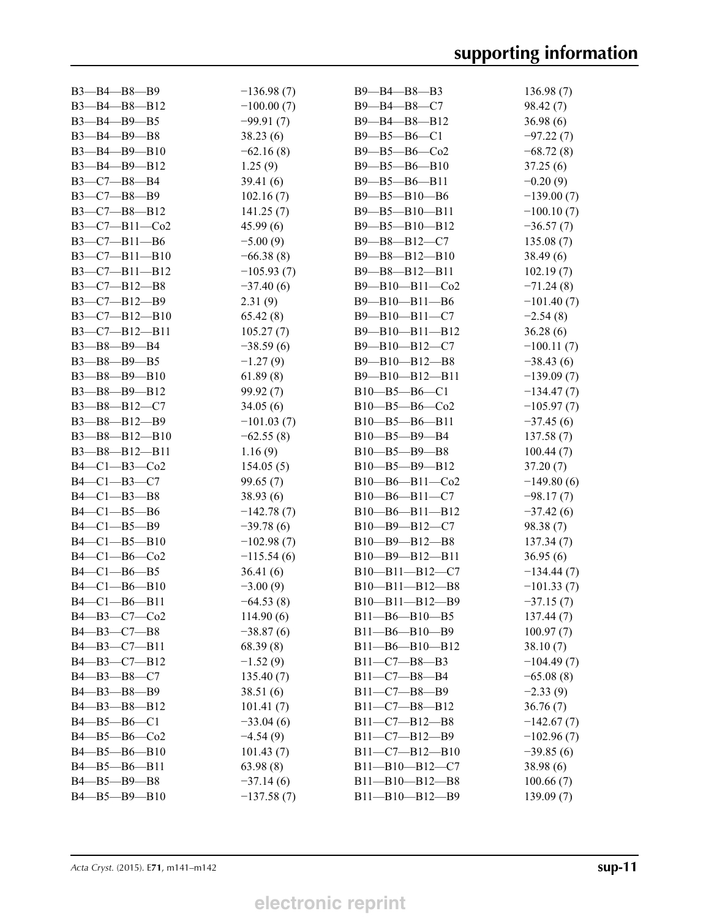| | | | |
|---|---|---|---|
| B3—B4—B8—B9 | −136.98 (7) | B9—B4—B8—B3 | 136.98 (7) |
| B3—B4—B8—B12 | −100.00 (7) | B9—B4—B8—C7 | 98.42 (7) |
| B3—B4—B9—B5 | −99.91 (7) | B9—B4—B8—B12 | 36.98 (6) |
| B3—B4—B9—B8 | 38.23 (6) | B9—B5—B6—C1 | −97.22 (7) |
| B3—B4—B9—B10 | −62.16 (8) | B9—B5—B6—Co2 | −68.72 (8) |
| B3—B4—B9—B12 | 1.25 (9) | B9—B5—B6—B10 | 37.25 (6) |
| B3—C7—B8—B4 | 39.41 (6) | B9—B5—B6—B11 | −0.20 (9) |
| B3—C7—B8—B9 | 102.16 (7) | B9—B5—B10—B6 | −139.00 (7) |
| B3—C7—B8—B12 | 141.25 (7) | B9—B5—B10—B11 | −100.10 (7) |
| B3—C7—B11—Co2 | 45.99 (6) | B9—B5—B10—B12 | −36.57 (7) |
| B3—C7—B11—B6 | −5.00 (9) | B9—B8—B12—C7 | 135.08 (7) |
| B3—C7—B11—B10 | −66.38 (8) | B9—B8—B12—B10 | 38.49 (6) |
| B3—C7—B11—B12 | −105.93 (7) | B9—B8—B12—B11 | 102.19 (7) |
| B3—C7—B12—B8 | −37.40 (6) | B9—B10—B11—Co2 | −71.24 (8) |
| B3—C7—B12—B9 | 2.31 (9) | B9—B10—B11—B6 | −101.40 (7) |
| B3—C7—B12—B10 | 65.42 (8) | B9—B10—B11—C7 | −2.54 (8) |
| B3—C7—B12—B11 | 105.27 (7) | B9—B10—B11—B12 | 36.28 (6) |
| B3—B8—B9—B4 | −38.59 (6) | B9—B10—B12—C7 | −100.11 (7) |
| B3—B8—B9—B5 | −1.27 (9) | B9—B10—B12—B8 | −38.43 (6) |
| B3—B8—B9—B10 | 61.89 (8) | B9—B10—B12—B11 | −139.09 (7) |
| B3—B8—B9—B12 | 99.92 (7) | B10—B5—B6—C1 | −134.47 (7) |
| B3—B8—B12—C7 | 34.05 (6) | B10—B5—B6—Co2 | −105.97 (7) |
| B3—B8—B12—B9 | −101.03 (7) | B10—B5—B6—B11 | −37.45 (6) |
| B3—B8—B12—B10 | −62.55 (8) | B10—B5—B9—B4 | 137.58 (7) |
| B3—B8—B12—B11 | 1.16 (9) | B10—B5—B9—B8 | 100.44 (7) |
| B4—C1—B3—Co2 | 154.05 (5) | B10—B5—B9—B12 | 37.20 (7) |
| B4—C1—B3—C7 | 99.65 (7) | B10—B6—B11—Co2 | −149.80 (6) |
| B4—C1—B3—B8 | 38.93 (6) | B10—B6—B11—C7 | −98.17 (7) |
| B4—C1—B5—B6 | −142.78 (7) | B10—B6—B11—B12 | −37.42 (6) |
| B4—C1—B5—B9 | −39.78 (6) | B10—B9—B12—C7 | 98.38 (7) |
| B4—C1—B5—B10 | −102.98 (7) | B10—B9—B12—B8 | 137.34 (7) |
| B4—C1—B6—Co2 | −115.54 (6) | B10—B9—B12—B11 | 36.95 (6) |
| B4—C1—B6—B5 | 36.41 (6) | B10—B11—B12—C7 | −134.44 (7) |
| B4—C1—B6—B10 | −3.00 (9) | B10—B11—B12—B8 | −101.33 (7) |
| B4—C1—B6—B11 | −64.53 (8) | B10—B11—B12—B9 | −37.15 (7) |
| B4—B3—C7—Co2 | 114.90 (6) | B11—B6—B10—B5 | 137.44 (7) |
| B4—B3—C7—B8 | −38.87 (6) | B11—B6—B10—B9 | 100.97 (7) |
| B4—B3—C7—B11 | 68.39 (8) | B11—B6—B10—B12 | 38.10 (7) |
| B4—B3—C7—B12 | −1.52 (9) | B11—C7—B8—B3 | −104.49 (7) |
| B4—B3—B8—C7 | 135.40 (7) | B11—C7—B8—B4 | −65.08 (8) |
| B4—B3—B8—B9 | 38.51 (6) | B11—C7—B8—B9 | −2.33 (9) |
| B4—B3—B8—B12 | 101.41 (7) | B11—C7—B8—B12 | 36.76 (7) |
| B4—B5—B6—C1 | −33.04 (6) | B11—C7—B12—B8 | −142.67 (7) |
| B4—B5—B6—Co2 | −4.54 (9) | B11—C7—B12—B9 | −102.96 (7) |
| B4—B5—B6—B10 | 101.43 (7) | B11—C7—B12—B10 | −39.85 (6) |
| B4—B5—B6—B11 | 63.98 (8) | B11—B10—B12—C7 | 38.98 (6) |
| B4—B5—B9—B8 | −37.14 (6) | B11—B10—B12—B8 | 100.66 (7) |
| B4—B5—B9—B10 | −137.58 (7) | B11—B10—B12—B9 | 139.09 (7) |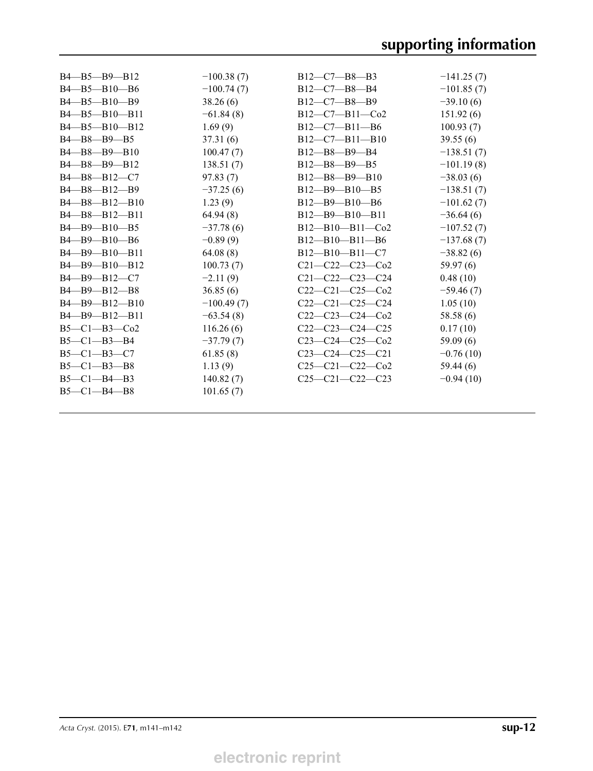| | | | |
|---|---|---|---|
| B4—B5—B9—B12 | −100.38 (7) | B12—C7—B8—B3 | −141.25 (7) |
| B4—B5—B10—B6 | −100.74 (7) | B12—C7—B8—B4 | −101.85 (7) |
| B4—B5—B10—B9 | 38.26 (6) | B12—C7—B8—B9 | −39.10 (6) |
| B4—B5—B10—B11 | −61.84 (8) | B12—C7—B11—Co2 | 151.92 (6) |
| B4—B5—B10—B12 | 1.69 (9) | B12—C7—B11—B6 | 100.93 (7) |
| B4—B8—B9—B5 | 37.31 (6) | B12—C7—B11—B10 | 39.55 (6) |
| B4—B8—B9—B10 | 100.47 (7) | B12—B8—B9—B4 | −138.51 (7) |
| B4—B8—B9—B12 | 138.51 (7) | B12—B8—B9—B5 | −101.19 (8) |
| B4—B8—B12—C7 | 97.83 (7) | B12—B9—B10—B5 | −138.51 (7) |
| B4—B8—B12—B9 | −37.25 (6) | B12—B9—B10—B6 | −101.62 (7) |
| B4—B8—B12—B10 | 1.23 (9) | B12—B9—B10—B11 | −36.64 (6) |
| B4—B8—B12—B11 | 64.94 (8) | B12—B10—B11—Co2 | −107.52 (7) |
| B4—B9—B10—B5 | −37.78 (6) | B12—B10—B11—B6 | −137.68 (7) |
| B4—B9—B10—B6 | −0.89 (9) | B12—B10—B11—C7 | −38.82 (6) |
| B4—B9—B10—B11 | 64.08 (8) | C21—C22—C23—Co2 | 59.97 (6) |
| B4—B9—B10—B12 | 100.73 (7) | C21—C22—C23—C24 | 0.48 (10) |
| B4—B9—B12—C7 | −2.11 (9) | C22—C21—C25—Co2 | −59.46 (7) |
| B4—B9—B12—B8 | 36.85 (6) | C22—C21—C25—C24 | 1.05 (10) |
| B4—B9—B12—B10 | −100.49 (7) | C22—C23—C24—Co2 | 58.58 (6) |
| B4—B9—B12—B11 | −63.54 (8) | C22—C23—C24—C25 | 0.17 (10) |
| B5—C1—B3—Co2 | 116.26 (6) | C23—C24—C25—Co2 | 59.09 (6) |
| B5—C1—B3—B4 | −37.79 (7) | C23—C24—C25—C21 | −0.76 (10) |
| B5—C1—B3—C7 | 61.85 (8) | C25—C21—C22—Co2 | 59.44 (6) |
| B5—C1—B3—B8 | 1.13 (9) | C25—C21—C22—C23 | −0.94 (10) |
| B5—C1—B4—B3 | 140.82 (7) | | |
| B5—C1—B4—B8 | 101.65 (7) | | |